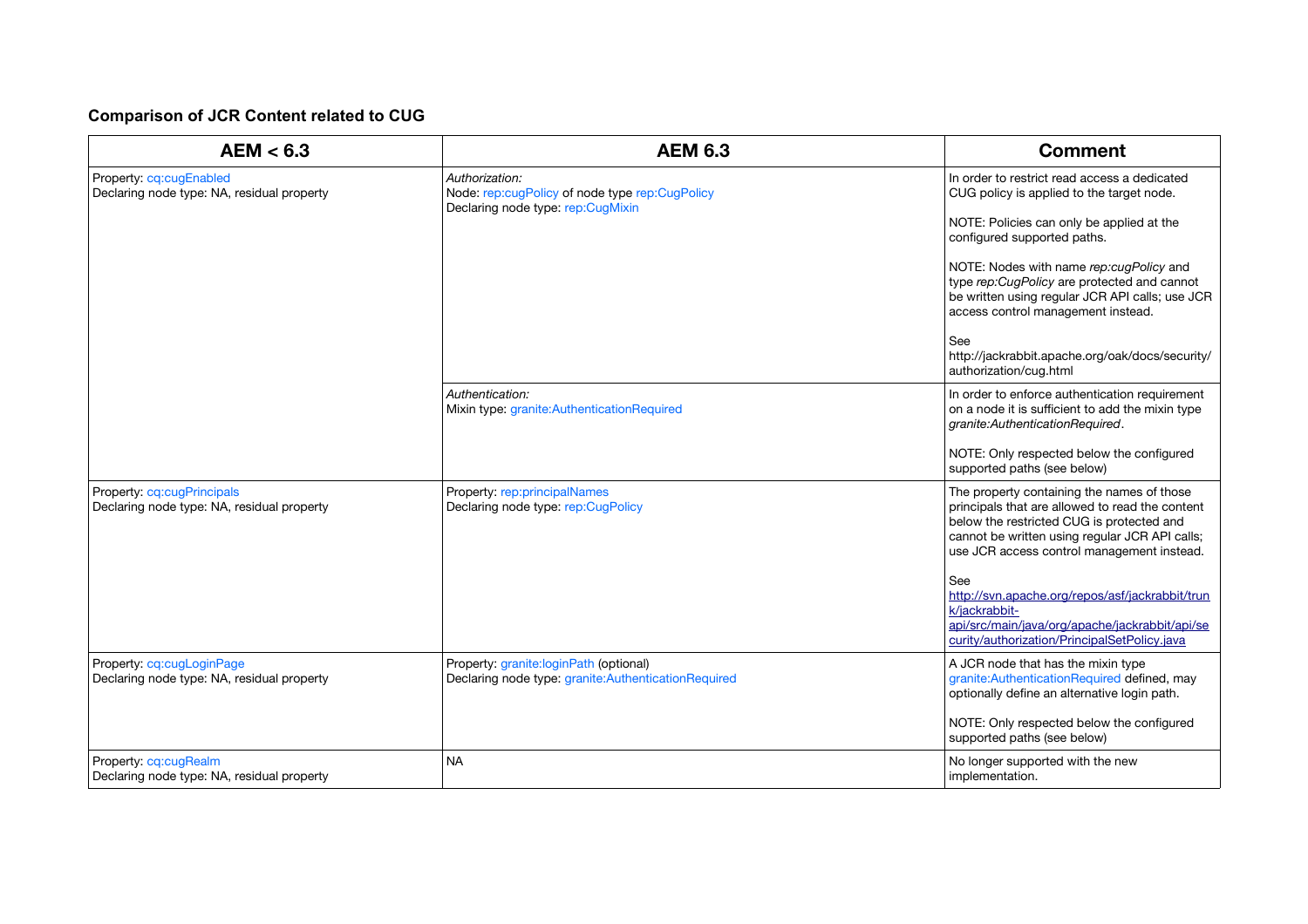### Comparison of JCR Content related to CUG

| AEM < 6.3 | AEM 6.3 | Comment |
|---|---|---|
| Property: cq:cugEnabled<br>Declaring node type: NA, residual property | *Authorization:*<br>Node: rep:cugPolicy of node type rep:CugPolicy<br>Declaring node type: rep:CugMixin | In order to restrict read access a dedicated CUG policy is applied to the target node.<br><br>NOTE: Policies can only be applied at the configured supported paths.<br><br>NOTE: Nodes with name *rep:cugPolicy* and type *rep:CugPolicy* are protected and cannot be written using regular JCR API calls; use JCR access control management instead.<br><br>See http://jackrabbit.apache.org/oak/docs/security/authorization/cug.html |
| | *Authentication:*<br>Mixin type: granite:AuthenticationRequired | In order to enforce authentication requirement on a node it is sufficient to add the mixin type *granite:AuthenticationRequired*.<br><br>NOTE: Only respected below the configured supported paths (see below) |
| Property: cq:cugPrincipals<br>Declaring node type: NA, residual property | Property: rep:principalNames<br>Declaring node type: rep:CugPolicy | The property containing the names of those principals that are allowed to read the content below the restricted CUG is protected and cannot be written using regular JCR API calls; use JCR access control management instead.<br><br>See [http://svn.apache.org/repos/asf/jackrabbit/trunk/jackrabbit-api/src/main/java/org/apache/jackrabbit/api/security/authorization/PrincipalSetPolicy.java](http://svn.apache.org/repos/asf/jackrabbit/trunk/jackrabbit-api/src/main/java/org/apache/jackrabbit/api/security/authorization/PrincipalSetPolicy.java) |
| Property: cq:cugLoginPage<br>Declaring node type: NA, residual property | Property: granite:loginPath (optional)<br>Declaring node type: granite:AuthenticationRequired | A JCR node that has the mixin type granite:AuthenticationRequired defined, may optionally define an alternative login path.<br><br>NOTE: Only respected below the configured supported paths (see below) |
| Property: cq:cugRealm<br>Declaring node type: NA, residual property | NA | No longer supported with the new implementation. |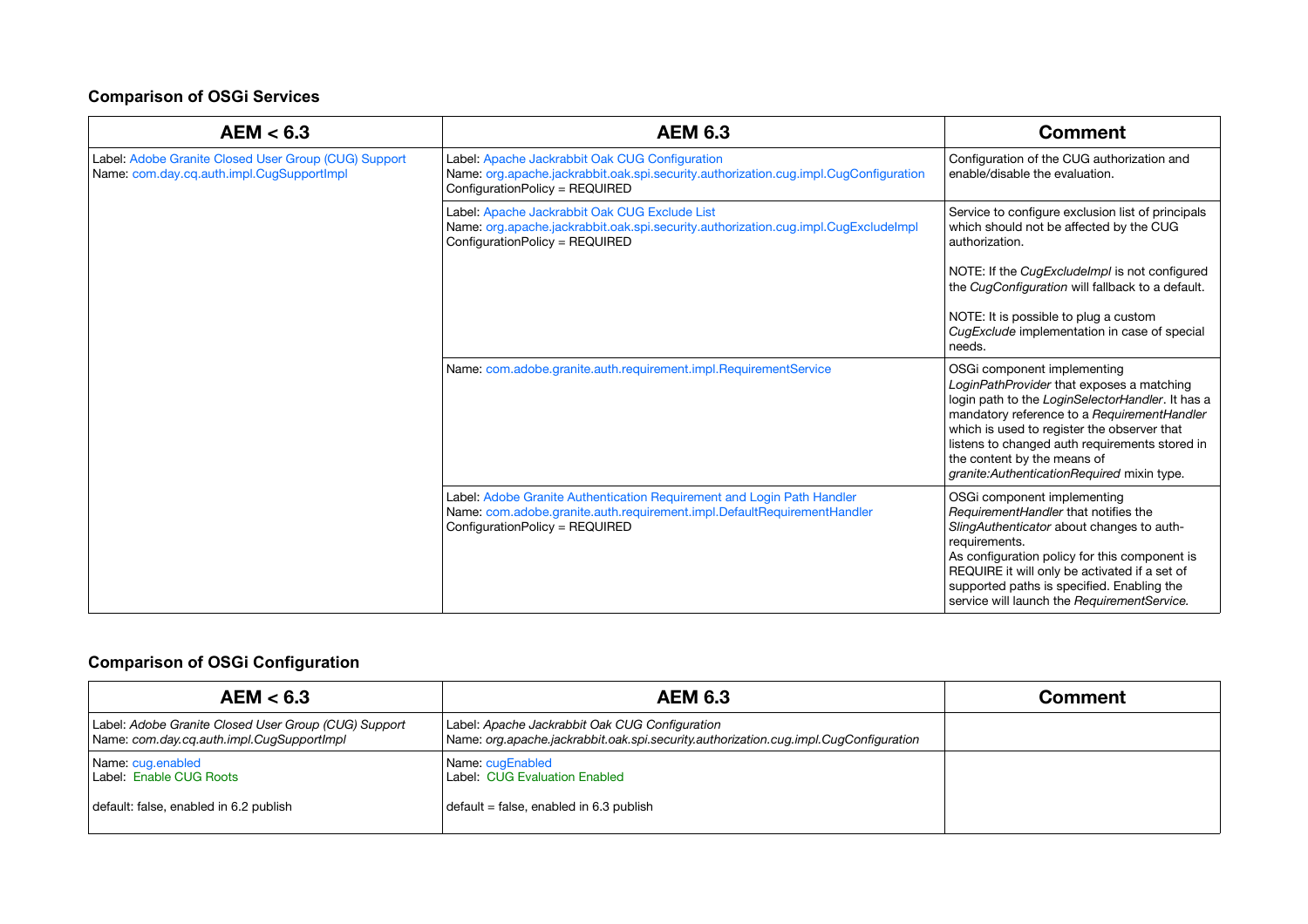## Comparison of OSGi Services

| AEM < 6.3 | AEM 6.3 | Comment |
|---|---|---|
| Label: Adobe Granite Closed User Group (CUG) Support<br>Name: com.day.cq.auth.impl.CugSupportImpl | Label: Apache Jackrabbit Oak CUG Configuration<br>Name: org.apache.jackrabbit.oak.spi.security.authorization.cug.impl.CugConfiguration<br>ConfigurationPolicy = REQUIRED | Configuration of the CUG authorization and enable/disable the evaluation. |
| | Label: Apache Jackrabbit Oak CUG Exclude List<br>Name: org.apache.jackrabbit.oak.spi.security.authorization.cug.impl.CugExcludeImpl<br>ConfigurationPolicy = REQUIRED | Service to configure exclusion list of principals which should not be affected by the CUG authorization.<br><br>NOTE: If the *CugExcludeImpl* is not configured the *CugConfiguration* will fallback to a default.<br><br>NOTE: It is possible to plug a custom *CugExclude* implementation in case of special needs. |
| | Name: com.adobe.granite.auth.requirement.impl.RequirementService | OSGi component implementing *LoginPathProvider* that exposes a matching login path to the *LoginSelectorHandler*. It has a mandatory reference to a *RequirementHandler* which is used to register the observer that listens to changed auth requirements stored in the content by the means of *granite:AuthenticationRequired* mixin type. |
| | Label: Adobe Granite Authentication Requirement and Login Path Handler<br>Name: com.adobe.granite.auth.requirement.impl.DefaultRequirementHandler<br>ConfigurationPolicy = REQUIRED | OSGi component implementing *RequirementHandler* that notifies the *SlingAuthenticator* about changes to auth-requirements.<br>As configuration policy for this component is REQUIRE it will only be activated if a set of supported paths is specified. Enabling the service will launch the *RequirementService*. |

## Comparison of OSGi Configuration

| AEM < 6.3 | AEM 6.3 | Comment |
|---|---|---|
| Label: *Adobe Granite Closed User Group (CUG) Support*<br>Name: *com.day.cq.auth.impl.CugSupportImpl* | Label: *Apache Jackrabbit Oak CUG Configuration*<br>Name: *org.apache.jackrabbit.oak.spi.security.authorization.cug.impl.CugConfiguration* | |
| Name: cug.enabled<br>Label: Enable CUG Roots<br><br>default: false, enabled in 6.2 publish | Name: cugEnabled<br>Label: CUG Evaluation Enabled<br><br>default = false, enabled in 6.3 publish | |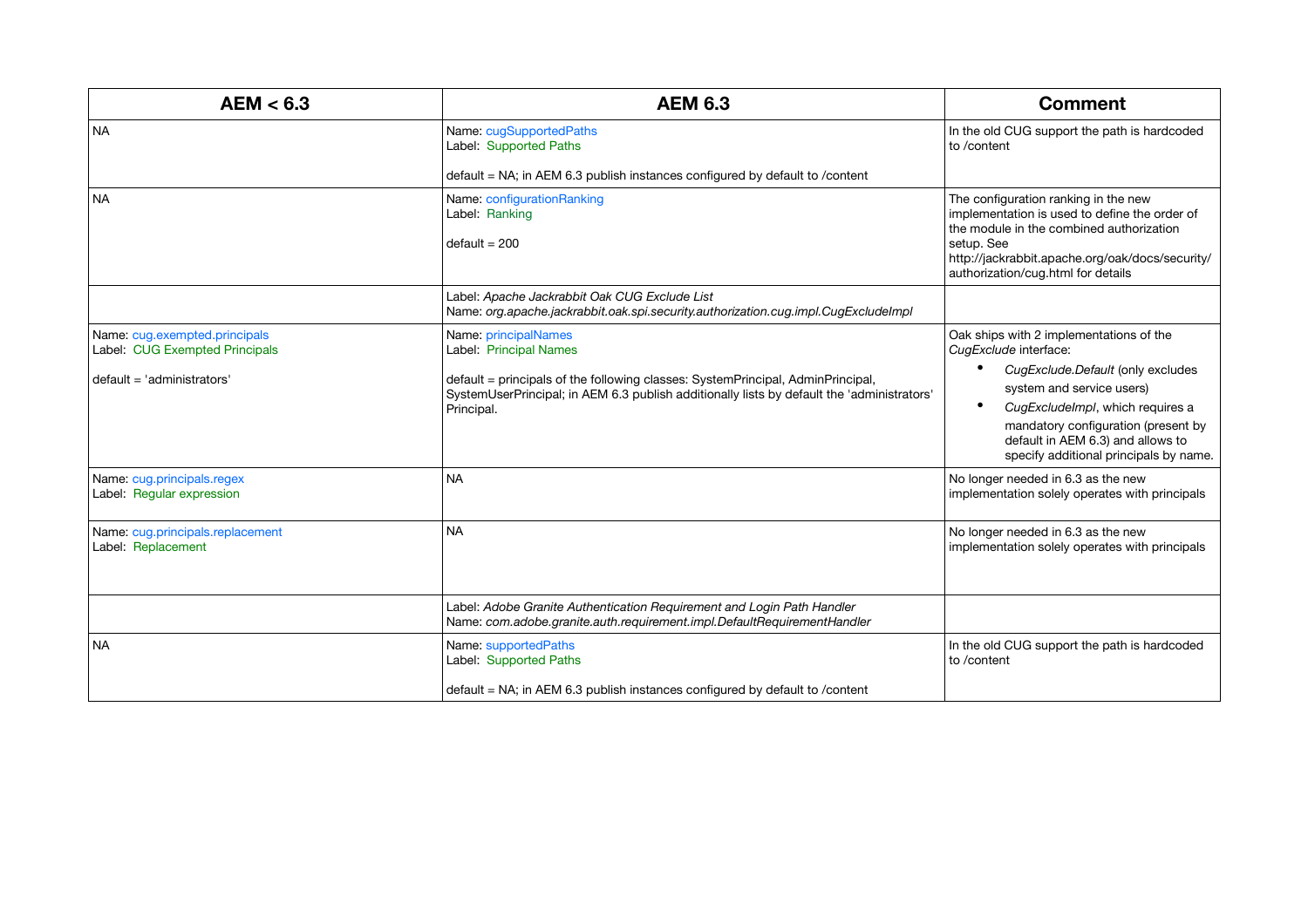| AEM < 6.3 | AEM 6.3 | Comment |
|---|---|---|
| NA | Name: cugSupportedPaths<br>Label: Supported Paths<br><br>default = NA; in AEM 6.3 publish instances configured by default to /content | In the old CUG support the path is hardcoded to /content |
| NA | Name: configurationRanking<br>Label: Ranking<br><br>default = 200 | The configuration ranking in the new implementation is used to define the order of the module in the combined authorization setup. See http://jackrabbit.apache.org/oak/docs/security/authorization/cug.html for details |
| | Label: *Apache Jackrabbit Oak CUG Exclude List*<br>Name: *org.apache.jackrabbit.oak.spi.security.authorization.cug.impl.CugExcludeImpl* | |
| Name: cug.exempted.principals<br>Label: CUG Exempted Principals<br><br>default = 'administrators' | Name: principalNames<br>Label: Principal Names<br><br>default = principals of the following classes: SystemPrincipal, AdminPrincipal, SystemUserPrincipal; in AEM 6.3 publish additionally lists by default the 'administrators' Principal. | Oak ships with 2 implementations of the *CugExclude* interface:<br>• *CugExclude.Default* (only excludes system and service users)<br>• *CugExcludeImpl*, which requires a mandatory configuration (present by default in AEM 6.3) and allows to specify additional principals by name. |
| Name: cug.principals.regex<br>Label: Regular expression | NA | No longer needed in 6.3 as the new implementation solely operates with principals |
| Name: cug.principals.replacement<br>Label: Replacement | NA | No longer needed in 6.3 as the new implementation solely operates with principals |
| | Label: *Adobe Granite Authentication Requirement and Login Path Handler*<br>Name: *com.adobe.granite.auth.requirement.impl.DefaultRequirementHandler* | |
| NA | Name: supportedPaths<br>Label: Supported Paths<br><br>default = NA; in AEM 6.3 publish instances configured by default to /content | In the old CUG support the path is hardcoded to /content |